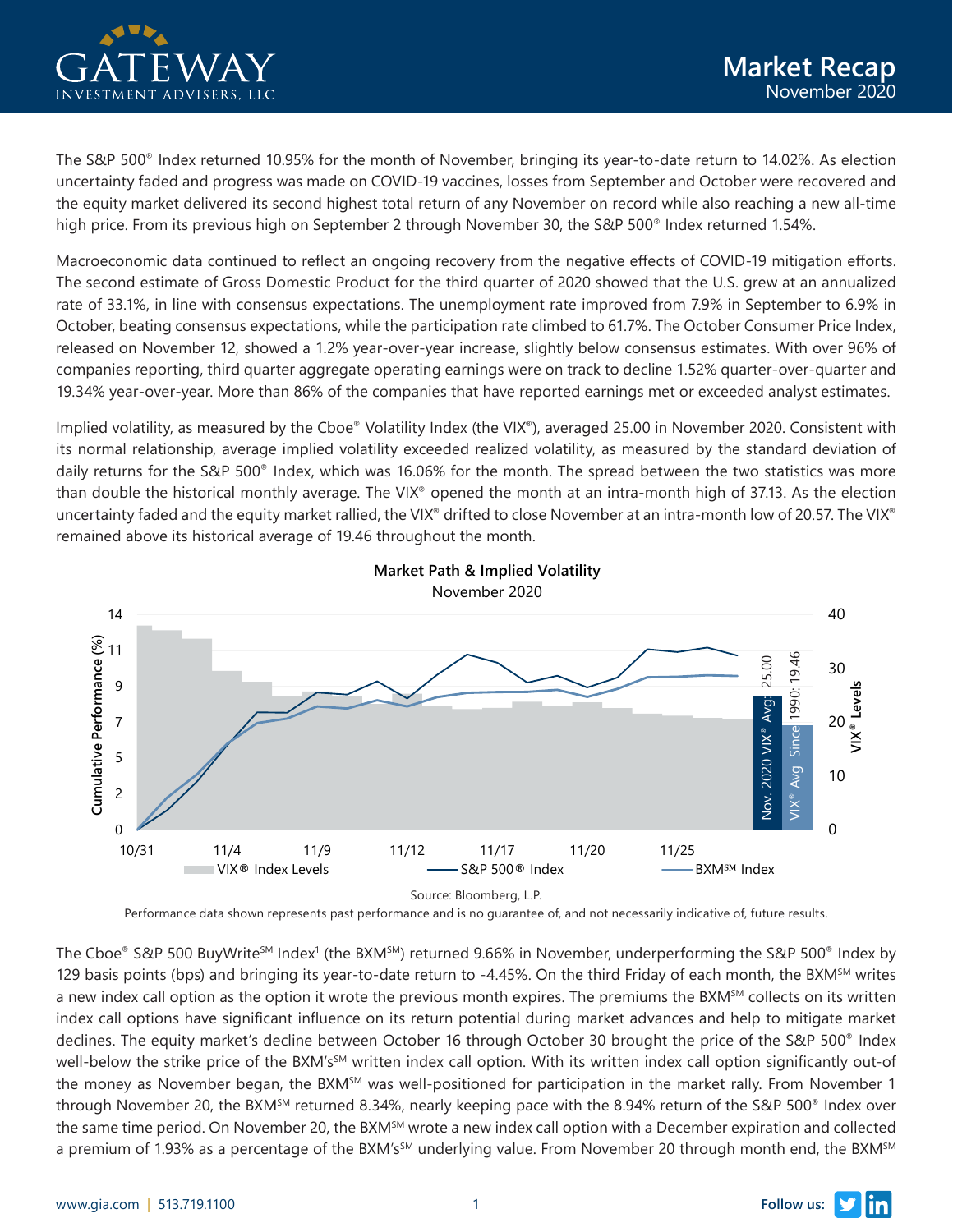# Market Recap

November 2020

The S&P 500® Index returned 10.95% for the month of November, bringing its year-to-date return to 14.02%. As election uncertainty faded and progress was made on COVID-19 vaccines, losses from September and October were recovered and the equity market delivered its second highest total return of any November on record while also reaching a new all-time high price. From its previous high on September 2 through November 30, the S&P 500® Index returned 1.54%.

Macroeconomic data continued to reflect an ongoing recovery from the negative effects of COVID-19 mitigation efforts. The second estimate of Gross Domestic Product for the third quarter of 2020 showed that the U.S. grew at an annualized rate of 33.1%, in line with consensus expectations. The unemployment rate improved from 7.9% in September to 6.9% in October, beating consensus expectations, while the participation rate climbed to 61.7%. The October Consumer Price Index, released on November 12, showed a 1.2% year-over-year increase, slightly below consensus estimates. With over 96% of companies reporting, third quarter aggregate operating earnings were on track to decline 1.52% quarter-over-quarter and 19.34% year-over-year. More than 86% of the companies that have reported earnings met or exceeded analyst estimates.

Implied volatility, as measured by the Cboe® Volatility Index (the VIX®), averaged 25.00 in November 2020. Consistent with its normal relationship, average implied volatility exceeded realized volatility, as measured by the standard deviation of daily returns for the S&P 500® Index, which was 16.06% for the month. The spread between the two statistics was more than double the historical monthly average. The VIX® opened the month at an intra-month high of 37.13. As the election uncertainty faded and the equity market rallied, the VIX® drifted to close November at an intra-month low of 20.57. The VIX® remained above its historical average of 19.46 throughout the month.

**Market Path & Implied Volatility**
November 2020

Source: Bloomberg, L.P.

Performance data shown represents past performance and is no guarantee of, and not necessarily indicative of, future results.

The Cboe® S&P 500 BuyWrite℠ Index[1] (the BXM℠) returned 9.66% in November, underperforming the S&P 500® Index by 129 basis points (bps) and bringing its year-to-date return to -4.45%. On the third Friday of each month, the BXM℠ writes a new index call option as the option it wrote the previous month expires. The premiums the BXM℠ collects on its written index call options have significant influence on its return potential during market advances and help to mitigate market declines. The equity market's decline between October 16 through October 30 brought the price of the S&P 500® Index well-below the strike price of the BXM's℠ written index call option. With its written index call option significantly out-of the money as November began, the BXM℠ was well-positioned for participation in the market rally. From November 1 through November 20, the BXM℠ returned 8.34%, nearly keeping pace with the 8.94% return of the S&P 500® Index over the same time period. On November 20, the BXM℠ wrote a new index call option with a December expiration and collected a premium of 1.93% as a percentage of the BXM's℠ underlying value. From November 20 through month end, the BXM℠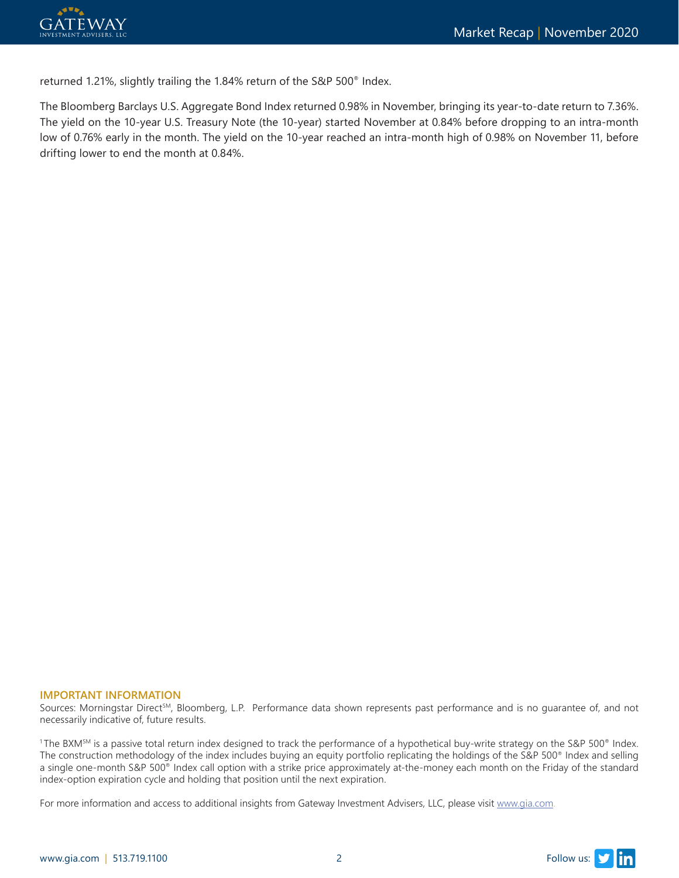returned 1.21%, slightly trailing the 1.84% return of the S&P 500® Index.

The Bloomberg Barclays U.S. Aggregate Bond Index returned 0.98% in November, bringing its year-to-date return to 7.36%. The yield on the 10-year U.S. Treasury Note (the 10-year) started November at 0.84% before dropping to an intra-month low of 0.76% early in the month. The yield on the 10-year reached an intra-month high of 0.98% on November 11, before drifting lower to end the month at 0.84%.

### IMPORTANT INFORMATION

Sources: Morningstar Direct℠, Bloomberg, L.P. Performance data shown represents past performance and is no guarantee of, and not necessarily indicative of, future results.

[1] The BXM℠ is a passive total return index designed to track the performance of a hypothetical buy-write strategy on the S&P 500® Index. The construction methodology of the index includes buying an equity portfolio replicating the holdings of the S&P 500® Index and selling a single one-month S&P 500® Index call option with a strike price approximately at-the-money each month on the Friday of the standard index-option expiration cycle and holding that position until the next expiration.

For more information and access to additional insights from Gateway Investment Advisers, LLC, please visit www.gia.com.